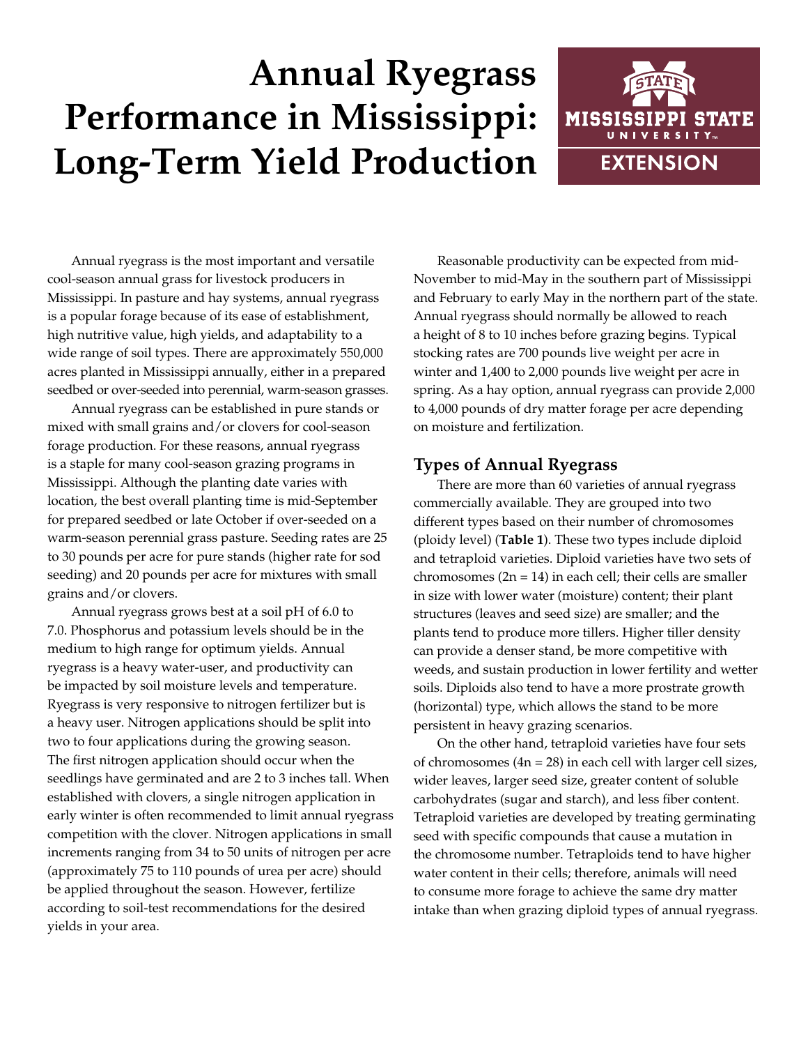# Annual Ryegrass Performance in Mississippi: Long-Term Yield Production

Annual ryegrass is the most important and versatile cool-season annual grass for livestock producers in Mississippi. In pasture and hay systems, annual ryegrass is a popular forage because of its ease of establishment, high nutritive value, high yields, and adaptability to a wide range of soil types. There are approximately 550,000 acres planted in Mississippi annually, either in a prepared seedbed or over-seeded into perennial, warm-season grasses.

Annual ryegrass can be established in pure stands or mixed with small grains and/or clovers for cool-season forage production. For these reasons, annual ryegrass is a staple for many cool-season grazing programs in Mississippi. Although the planting date varies with location, the best overall planting time is mid-September for prepared seedbed or late October if over-seeded on a warm-season perennial grass pasture. Seeding rates are 25 to 30 pounds per acre for pure stands (higher rate for sod seeding) and 20 pounds per acre for mixtures with small grains and/or clovers.

Annual ryegrass grows best at a soil pH of 6.0 to 7.0. Phosphorus and potassium levels should be in the medium to high range for optimum yields. Annual ryegrass is a heavy water-user, and productivity can be impacted by soil moisture levels and temperature. Ryegrass is very responsive to nitrogen fertilizer but is a heavy user. Nitrogen applications should be split into two to four applications during the growing season. The first nitrogen application should occur when the seedlings have germinated and are 2 to 3 inches tall. When established with clovers, a single nitrogen application in early winter is often recommended to limit annual ryegrass competition with the clover. Nitrogen applications in small increments ranging from 34 to 50 units of nitrogen per acre (approximately 75 to 110 pounds of urea per acre) should be applied throughout the season. However, fertilize according to soil-test recommendations for the desired yields in your area.

Reasonable productivity can be expected from mid-November to mid-May in the southern part of Mississippi and February to early May in the northern part of the state. Annual ryegrass should normally be allowed to reach a height of 8 to 10 inches before grazing begins. Typical stocking rates are 700 pounds live weight per acre in winter and 1,400 to 2,000 pounds live weight per acre in spring. As a hay option, annual ryegrass can provide 2,000 to 4,000 pounds of dry matter forage per acre depending on moisture and fertilization.

## Types of Annual Ryegrass

There are more than 60 varieties of annual ryegrass commercially available. They are grouped into two different types based on their number of chromosomes (ploidy level) (**Table 1**). These two types include diploid and tetraploid varieties. Diploid varieties have two sets of chromosomes ($2n = 14$) in each cell; their cells are smaller in size with lower water (moisture) content; their plant structures (leaves and seed size) are smaller; and the plants tend to produce more tillers. Higher tiller density can provide a denser stand, be more competitive with weeds, and sustain production in lower fertility and wetter soils. Diploids also tend to have a more prostrate growth (horizontal) type, which allows the stand to be more persistent in heavy grazing scenarios.

On the other hand, tetraploid varieties have four sets of chromosomes ($4n = 28$) in each cell with larger cell sizes, wider leaves, larger seed size, greater content of soluble carbohydrates (sugar and starch), and less fiber content. Tetraploid varieties are developed by treating germinating seed with specific compounds that cause a mutation in the chromosome number. Tetraploids tend to have higher water content in their cells; therefore, animals will need to consume more forage to achieve the same dry matter intake than when grazing diploid types of annual ryegrass.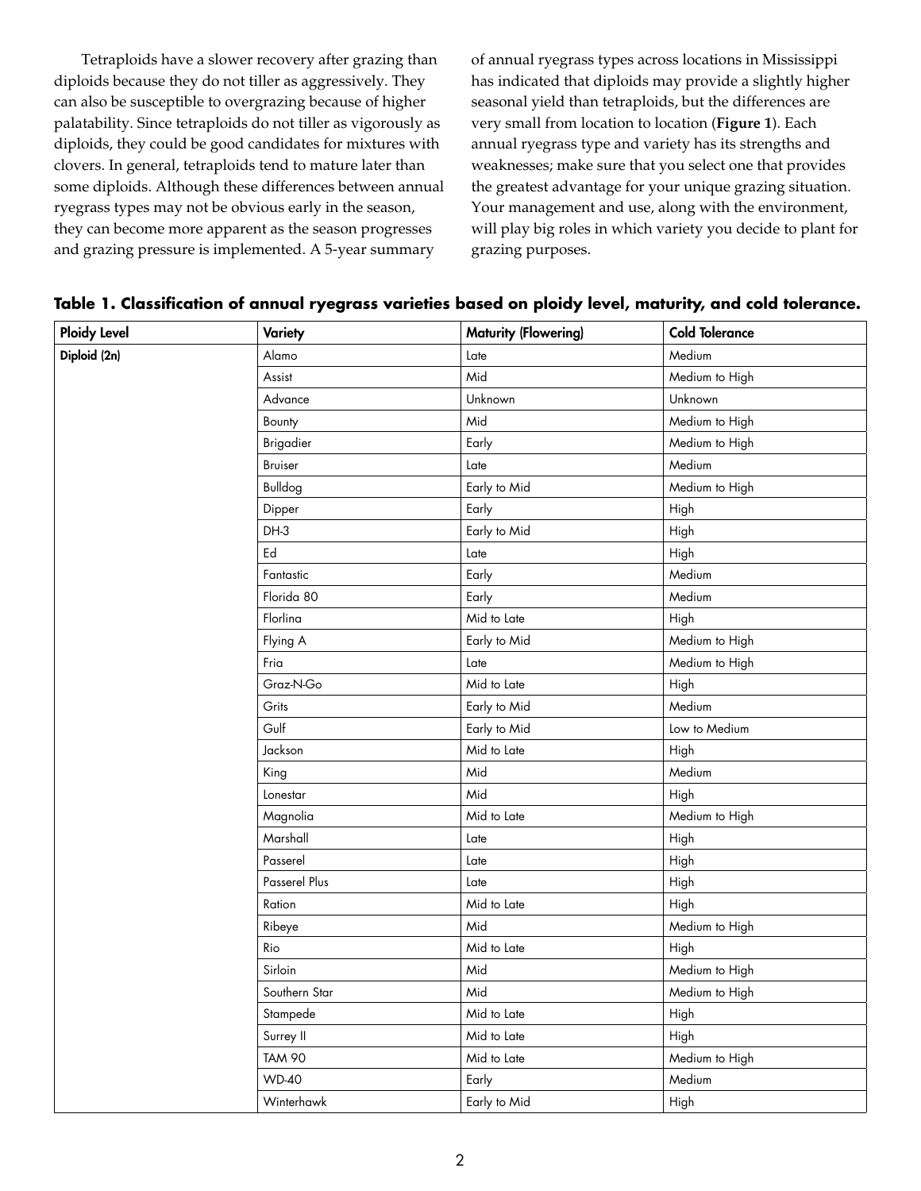Tetraploids have a slower recovery after grazing than diploids because they do not tiller as aggressively. They can also be susceptible to overgrazing because of higher palatability. Since tetraploids do not tiller as vigorously as diploids, they could be good candidates for mixtures with clovers. In general, tetraploids tend to mature later than some diploids. Although these differences between annual ryegrass types may not be obvious early in the season, they can become more apparent as the season progresses and grazing pressure is implemented. A 5-year summary of annual ryegrass types across locations in Mississippi has indicated that diploids may provide a slightly higher seasonal yield than tetraploids, but the differences are very small from location to location (**Figure 1**). Each annual ryegrass type and variety has its strengths and weaknesses; make sure that you select one that provides the greatest advantage for your unique grazing situation. Your management and use, along with the environment, will play big roles in which variety you decide to plant for grazing purposes.

**Table 1. Classification of annual ryegrass varieties based on ploidy level, maturity, and cold tolerance.**

| Ploidy Level | Variety | Maturity (Flowering) | Cold Tolerance |
|---|---|---|---|
| Diploid (2n) | Alamo | Late | Medium |
| | Assist | Mid | Medium to High |
| | Advance | Unknown | Unknown |
| | Bounty | Mid | Medium to High |
| | Brigadier | Early | Medium to High |
| | Bruiser | Late | Medium |
| | Bulldog | Early to Mid | Medium to High |
| | Dipper | Early | High |
| | DH-3 | Early to Mid | High |
| | Ed | Late | High |
| | Fantastic | Early | Medium |
| | Florida 80 | Early | Medium |
| | Florlina | Mid to Late | High |
| | Flying A | Early to Mid | Medium to High |
| | Fria | Late | Medium to High |
| | Graz-N-Go | Mid to Late | High |
| | Grits | Early to Mid | Medium |
| | Gulf | Early to Mid | Low to Medium |
| | Jackson | Mid to Late | High |
| | King | Mid | Medium |
| | Lonestar | Mid | High |
| | Magnolia | Mid to Late | Medium to High |
| | Marshall | Late | High |
| | Passerel | Late | High |
| | Passerel Plus | Late | High |
| | Ration | Mid to Late | High |
| | Ribeye | Mid | Medium to High |
| | Rio | Mid to Late | High |
| | Sirloin | Mid | Medium to High |
| | Southern Star | Mid | Medium to High |
| | Stampede | Mid to Late | High |
| | Surrey II | Mid to Late | High |
| | TAM 90 | Mid to Late | Medium to High |
| | WD-40 | Early | Medium |
| | Winterhawk | Early to Mid | High |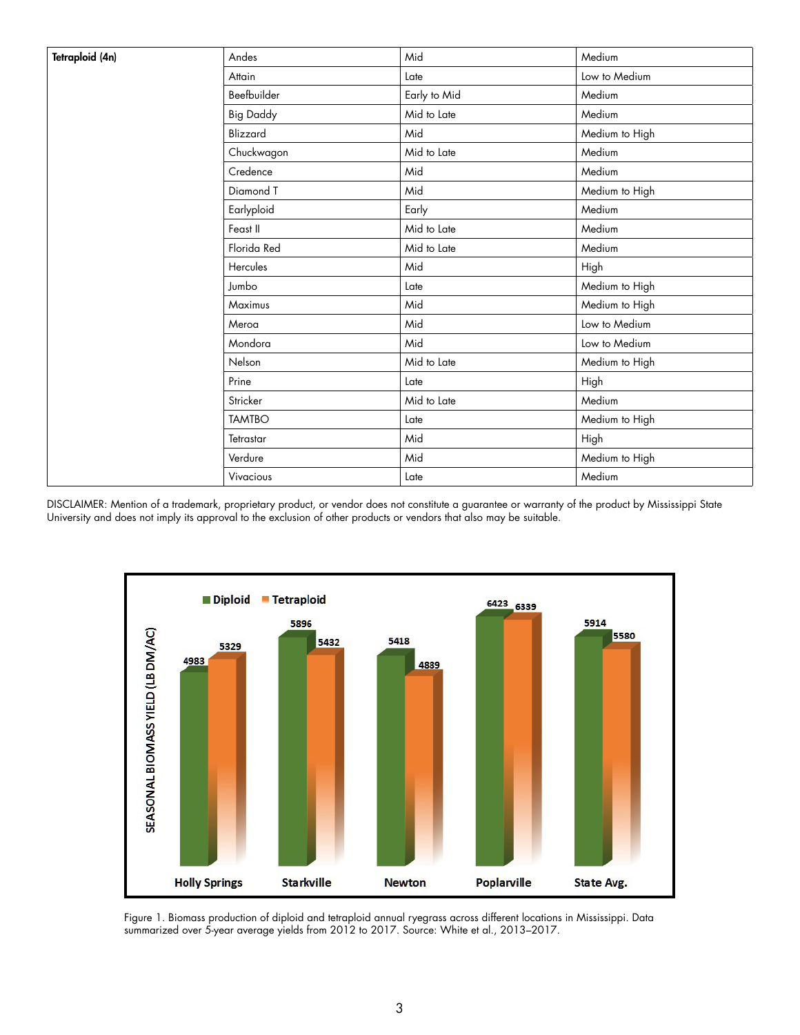| Tetraploid (4n) | Andes | Mid | Medium |
|---|---|---|---|
| | Attain | Late | Low to Medium |
| | Beefbuilder | Early to Mid | Medium |
| | Big Daddy | Mid to Late | Medium |
| | Blizzard | Mid | Medium to High |
| | Chuckwagon | Mid to Late | Medium |
| | Credence | Mid | Medium |
| | Diamond T | Mid | Medium to High |
| | Earlyploid | Early | Medium |
| | Feast II | Mid to Late | Medium |
| | Florida Red | Mid to Late | Medium |
| | Hercules | Mid | High |
| | Jumbo | Late | Medium to High |
| | Maximus | Mid | Medium to High |
| | Meroa | Mid | Low to Medium |
| | Mondora | Mid | Low to Medium |
| | Nelson | Mid to Late | Medium to High |
| | Prine | Late | High |
| | Stricker | Mid to Late | Medium |
| | TAMTBO | Late | Medium to High |
| | Tetrastar | Mid | High |
| | Verdure | Mid | Medium to High |
| | Vivacious | Late | Medium |

DISCLAIMER: Mention of a trademark, proprietary product, or vendor does not constitute a guarantee or warranty of the product by Mississippi State University and does not imply its approval to the exclusion of other products or vendors that also may be suitable.

| Location | Diploid (LB DM/AC) | Tetraploid (LB DM/AC) |
|---|---|---|
| Holly Springs | 4983 | 5329 |
| Starkville | 5896 | 5432 |
| Newton | 5418 | 4889 |
| Poplarville | 6423 | 6339 |
| State Avg. | 5914 | 5580 |

Figure 1. Biomass production of diploid and tetraploid annual ryegrass across different locations in Mississippi. Data summarized over 5-year average yields from 2012 to 2017. Source: White et al., 2013–2017.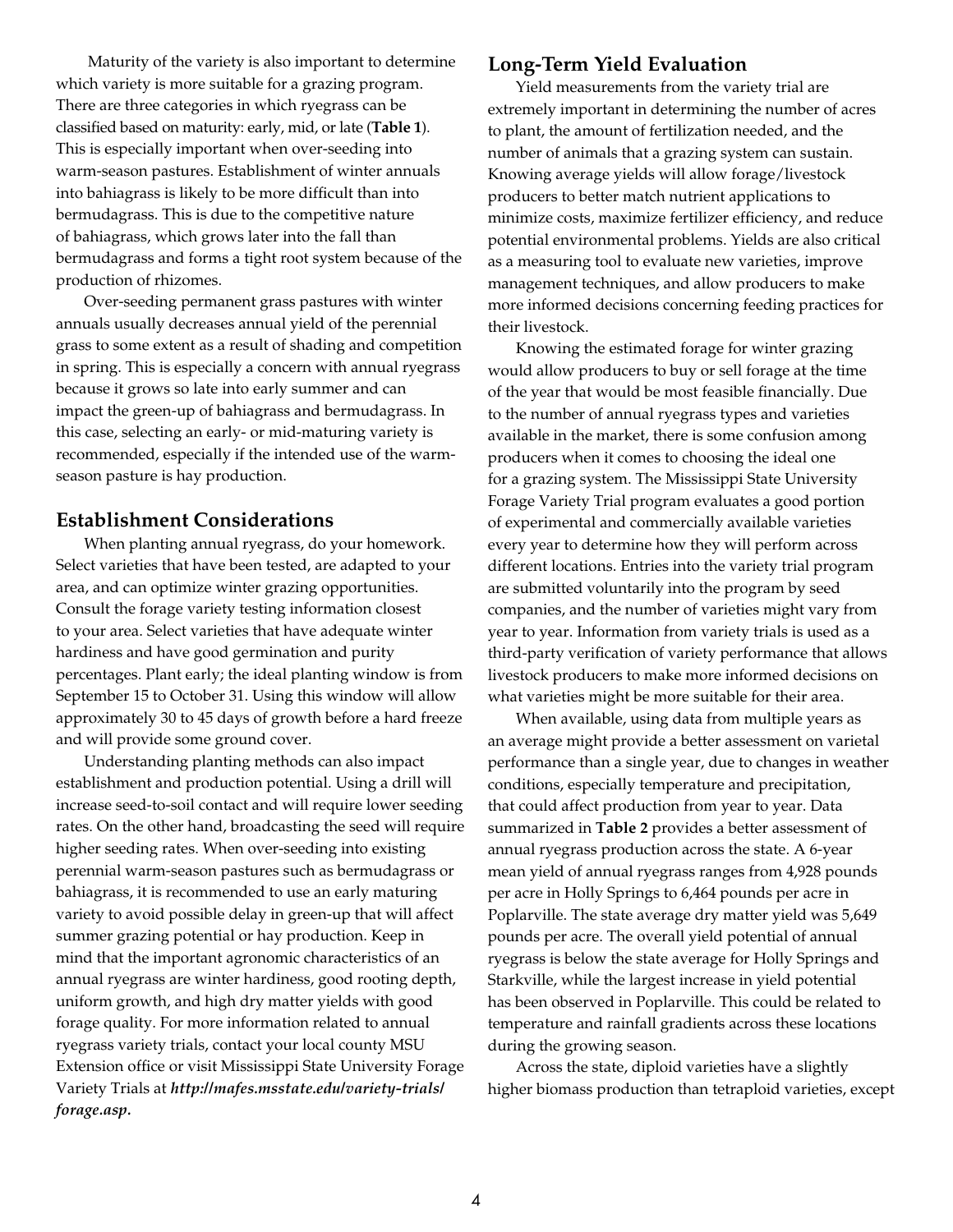Maturity of the variety is also important to determine which variety is more suitable for a grazing program. There are three categories in which ryegrass can be classified based on maturity: early, mid, or late (**Table 1**). This is especially important when over-seeding into warm-season pastures. Establishment of winter annuals into bahiagrass is likely to be more difficult than into bermudagrass. This is due to the competitive nature of bahiagrass, which grows later into the fall than bermudagrass and forms a tight root system because of the production of rhizomes.

Over-seeding permanent grass pastures with winter annuals usually decreases annual yield of the perennial grass to some extent as a result of shading and competition in spring. This is especially a concern with annual ryegrass because it grows so late into early summer and can impact the green-up of bahiagrass and bermudagrass. In this case, selecting an early- or mid-maturing variety is recommended, especially if the intended use of the warm-season pasture is hay production.

## Establishment Considerations

When planting annual ryegrass, do your homework. Select varieties that have been tested, are adapted to your area, and can optimize winter grazing opportunities. Consult the forage variety testing information closest to your area. Select varieties that have adequate winter hardiness and have good germination and purity percentages. Plant early; the ideal planting window is from September 15 to October 31. Using this window will allow approximately 30 to 45 days of growth before a hard freeze and will provide some ground cover.

Understanding planting methods can also impact establishment and production potential. Using a drill will increase seed-to-soil contact and will require lower seeding rates. On the other hand, broadcasting the seed will require higher seeding rates. When over-seeding into existing perennial warm-season pastures such as bermudagrass or bahiagrass, it is recommended to use an early maturing variety to avoid possible delay in green-up that will affect summer grazing potential or hay production. Keep in mind that the important agronomic characteristics of an annual ryegrass are winter hardiness, good rooting depth, uniform growth, and high dry matter yields with good forage quality. For more information related to annual ryegrass variety trials, contact your local county MSU Extension office or visit Mississippi State University Forage Variety Trials at ***http://mafes.msstate.edu/variety-trials/forage.asp.***

## Long-Term Yield Evaluation

Yield measurements from the variety trial are extremely important in determining the number of acres to plant, the amount of fertilization needed, and the number of animals that a grazing system can sustain. Knowing average yields will allow forage/livestock producers to better match nutrient applications to minimize costs, maximize fertilizer efficiency, and reduce potential environmental problems. Yields are also critical as a measuring tool to evaluate new varieties, improve management techniques, and allow producers to make more informed decisions concerning feeding practices for their livestock.

Knowing the estimated forage for winter grazing would allow producers to buy or sell forage at the time of the year that would be most feasible financially. Due to the number of annual ryegrass types and varieties available in the market, there is some confusion among producers when it comes to choosing the ideal one for a grazing system. The Mississippi State University Forage Variety Trial program evaluates a good portion of experimental and commercially available varieties every year to determine how they will perform across different locations. Entries into the variety trial program are submitted voluntarily into the program by seed companies, and the number of varieties might vary from year to year. Information from variety trials is used as a third-party verification of variety performance that allows livestock producers to make more informed decisions on what varieties might be more suitable for their area.

When available, using data from multiple years as an average might provide a better assessment on varietal performance than a single year, due to changes in weather conditions, especially temperature and precipitation, that could affect production from year to year. Data summarized in **Table 2** provides a better assessment of annual ryegrass production across the state. A 6-year mean yield of annual ryegrass ranges from 4,928 pounds per acre in Holly Springs to 6,464 pounds per acre in Poplarville. The state average dry matter yield was 5,649 pounds per acre. The overall yield potential of annual ryegrass is below the state average for Holly Springs and Starkville, while the largest increase in yield potential has been observed in Poplarville. This could be related to temperature and rainfall gradients across these locations during the growing season.

Across the state, diploid varieties have a slightly higher biomass production than tetraploid varieties, except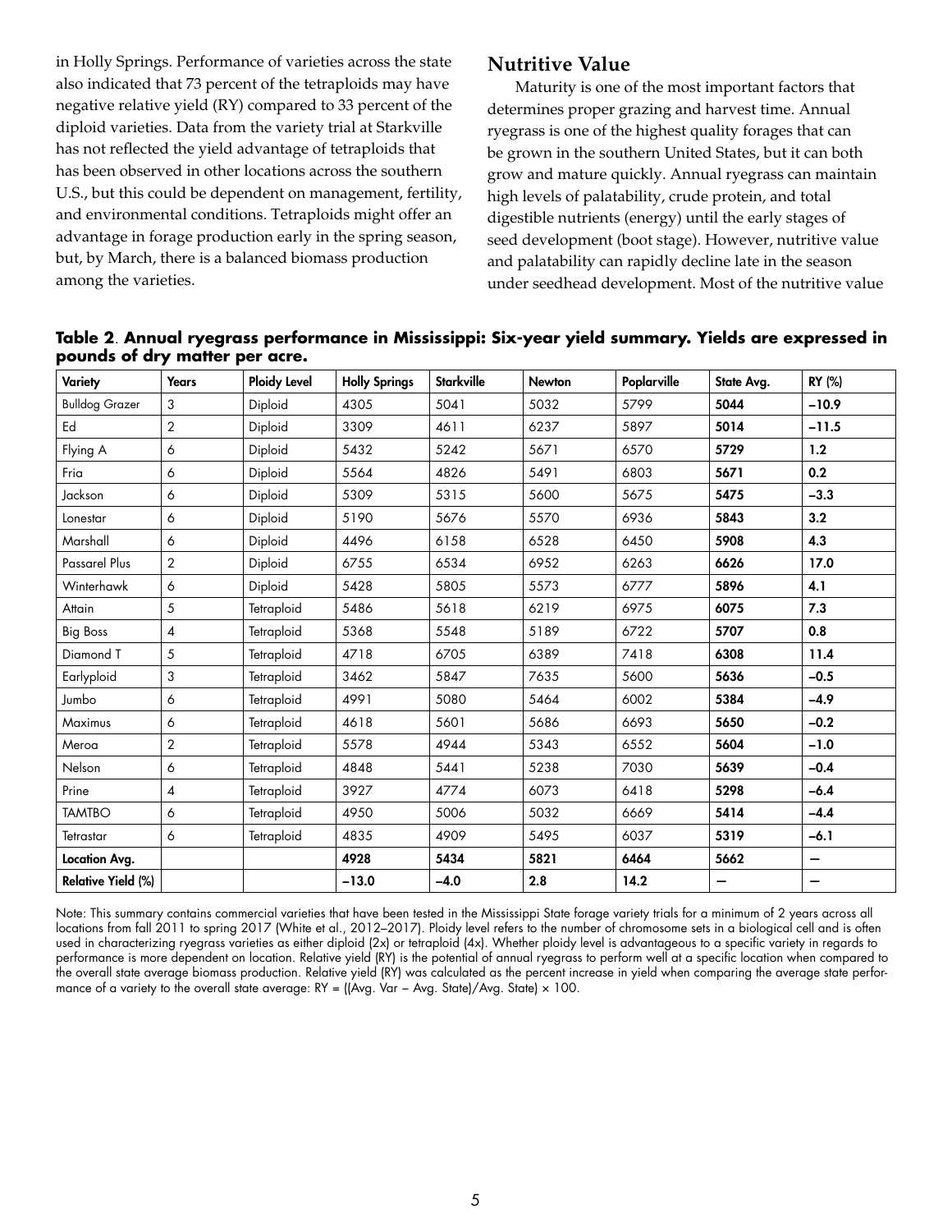in Holly Springs. Performance of varieties across the state also indicated that 73 percent of the tetraploids may have negative relative yield (RY) compared to 33 percent of the diploid varieties. Data from the variety trial at Starkville has not reflected the yield advantage of tetraploids that has been observed in other locations across the southern U.S., but this could be dependent on management, fertility, and environmental conditions. Tetraploids might offer an advantage in forage production early in the spring season, but, by March, there is a balanced biomass production among the varieties.

## Nutritive Value

Maturity is one of the most important factors that determines proper grazing and harvest time. Annual ryegrass is one of the highest quality forages that can be grown in the southern United States, but it can both grow and mature quickly. Annual ryegrass can maintain high levels of palatability, crude protein, and total digestible nutrients (energy) until the early stages of seed development (boot stage). However, nutritive value and palatability can rapidly decline late in the season under seedhead development. Most of the nutritive value

**Table 2. Annual ryegrass performance in Mississippi: Six-year yield summary. Yields are expressed in pounds of dry matter per acre.**

| Variety | Years | Ploidy Level | Holly Springs | Starkville | Newton | Poplarville | State Avg. | RY (%) |
|---|---|---|---|---|---|---|---|---|
| Bulldog Grazer | 3 | Diploid | 4305 | 5041 | 5032 | 5799 | **5044** | **−10.9** |
| Ed | 2 | Diploid | 3309 | 4611 | 6237 | 5897 | **5014** | **−11.5** |
| Flying A | 6 | Diploid | 5432 | 5242 | 5671 | 6570 | **5729** | **1.2** |
| Fria | 6 | Diploid | 5564 | 4826 | 5491 | 6803 | **5671** | **0.2** |
| Jackson | 6 | Diploid | 5309 | 5315 | 5600 | 5675 | **5475** | **−3.3** |
| Lonestar | 6 | Diploid | 5190 | 5676 | 5570 | 6936 | **5843** | **3.2** |
| Marshall | 6 | Diploid | 4496 | 6158 | 6528 | 6450 | **5908** | **4.3** |
| Passarel Plus | 2 | Diploid | 6755 | 6534 | 6952 | 6263 | **6626** | **17.0** |
| Winterhawk | 6 | Diploid | 5428 | 5805 | 5573 | 6777 | **5896** | **4.1** |
| Attain | 5 | Tetraploid | 5486 | 5618 | 6219 | 6975 | **6075** | **7.3** |
| Big Boss | 4 | Tetraploid | 5368 | 5548 | 5189 | 6722 | **5707** | **0.8** |
| Diamond T | 5 | Tetraploid | 4718 | 6705 | 6389 | 7418 | **6308** | **11.4** |
| Earlyploid | 3 | Tetraploid | 3462 | 5847 | 7635 | 5600 | **5636** | **−0.5** |
| Jumbo | 6 | Tetraploid | 4991 | 5080 | 5464 | 6002 | **5384** | **−4.9** |
| Maximus | 6 | Tetraploid | 4618 | 5601 | 5686 | 6693 | **5650** | **−0.2** |
| Meroa | 2 | Tetraploid | 5578 | 4944 | 5343 | 6552 | **5604** | **−1.0** |
| Nelson | 6 | Tetraploid | 4848 | 5441 | 5238 | 7030 | **5639** | **−0.4** |
| Prine | 4 | Tetraploid | 3927 | 4774 | 6073 | 6418 | **5298** | **−6.4** |
| TAMTBO | 6 | Tetraploid | 4950 | 5006 | 5032 | 6669 | **5414** | **−4.4** |
| Tetrastar | 6 | Tetraploid | 4835 | 4909 | 5495 | 6037 | **5319** | **−6.1** |
| **Location Avg.** | | | **4928** | **5434** | **5821** | **6464** | **5662** | **—** |
| **Relative Yield (%)** | | | **−13.0** | **−4.0** | **2.8** | **14.2** | **—** | **—** |

Note: This summary contains commercial varieties that have been tested in the Mississippi State forage variety trials for a minimum of 2 years across all locations from fall 2011 to spring 2017 (White et al., 2012–2017). Ploidy level refers to the number of chromosome sets in a biological cell and is often used in characterizing ryegrass varieties as either diploid (2x) or tetraploid (4x). Whether ploidy level is advantageous to a specific variety in regards to performance is more dependent on location. Relative yield (RY) is the potential of annual ryegrass to perform well at a specific location when compared to the overall state average biomass production. Relative yield (RY) was calculated as the percent increase in yield when comparing the average state performance of a variety to the overall state average: RY = ((Avg. Var − Avg. State)/Avg. State) × 100.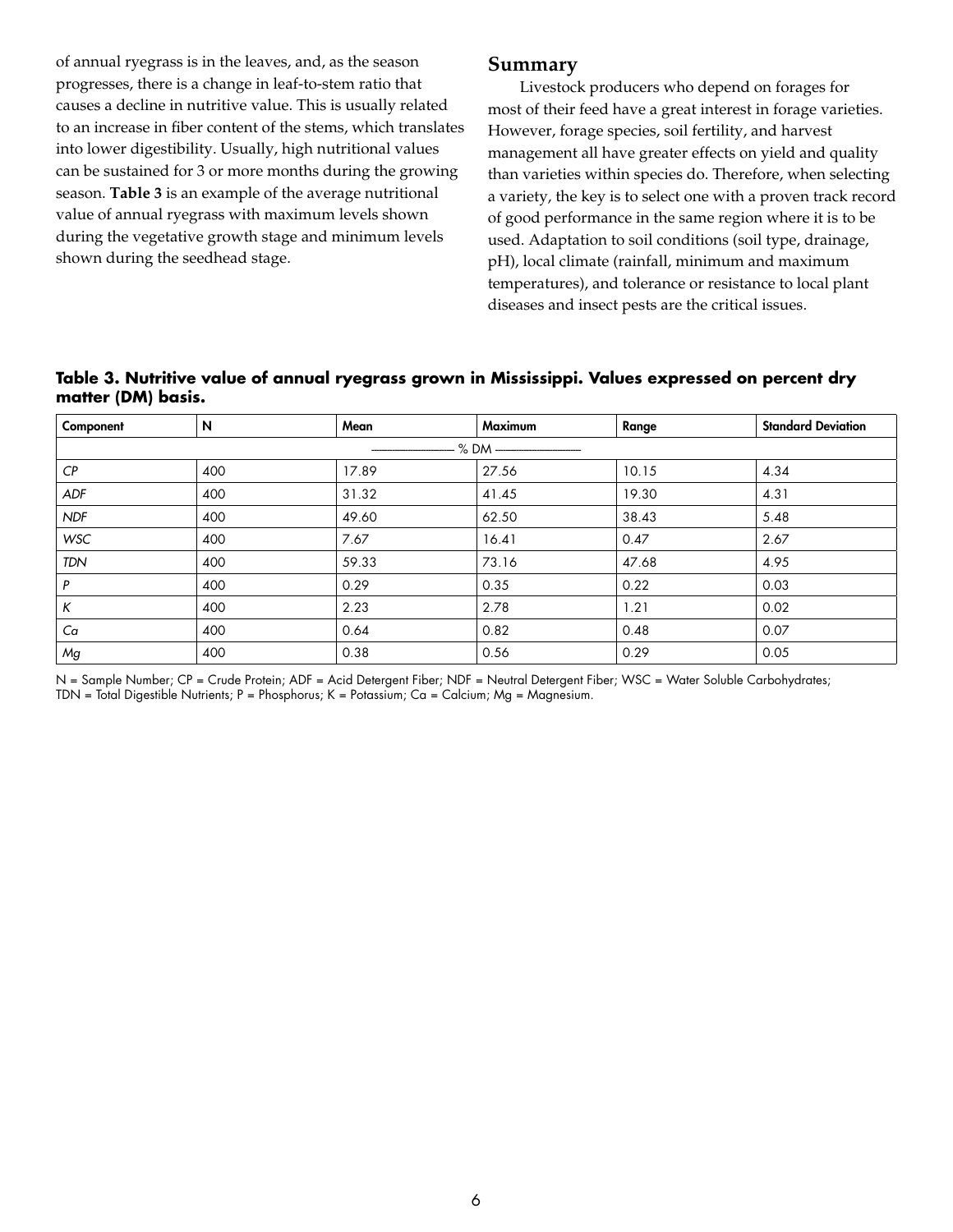of annual ryegrass is in the leaves, and, as the season progresses, there is a change in leaf-to-stem ratio that causes a decline in nutritive value. This is usually related to an increase in fiber content of the stems, which translates into lower digestibility. Usually, high nutritional values can be sustained for 3 or more months during the growing season. **Table 3** is an example of the average nutritional value of annual ryegrass with maximum levels shown during the vegetative growth stage and minimum levels shown during the seedhead stage.

## Summary

Livestock producers who depend on forages for most of their feed have a great interest in forage varieties. However, forage species, soil fertility, and harvest management all have greater effects on yield and quality than varieties within species do. Therefore, when selecting a variety, the key is to select one with a proven track record of good performance in the same region where it is to be used. Adaptation to soil conditions (soil type, drainage, pH), local climate (rainfall, minimum and maximum temperatures), and tolerance or resistance to local plant diseases and insect pests are the critical issues.

**Table 3. Nutritive value of annual ryegrass grown in Mississippi. Values expressed on percent dry matter (DM) basis.**

| Component | N | Mean | Maximum | Range | Standard Deviation |
|---|---|---|---|---|---|
| | | ——— % DM ——— | | | |
| *CP* | 400 | 17.89 | 27.56 | 10.15 | 4.34 |
| *ADF* | 400 | 31.32 | 41.45 | 19.30 | 4.31 |
| *NDF* | 400 | 49.60 | 62.50 | 38.43 | 5.48 |
| *WSC* | 400 | 7.67 | 16.41 | 0.47 | 2.67 |
| *TDN* | 400 | 59.33 | 73.16 | 47.68 | 4.95 |
| *P* | 400 | 0.29 | 0.35 | 0.22 | 0.03 |
| *K* | 400 | 2.23 | 2.78 | 1.21 | 0.02 |
| *Ca* | 400 | 0.64 | 0.82 | 0.48 | 0.07 |
| *Mg* | 400 | 0.38 | 0.56 | 0.29 | 0.05 |

N = Sample Number; CP = Crude Protein; ADF = Acid Detergent Fiber; NDF = Neutral Detergent Fiber; WSC = Water Soluble Carbohydrates; TDN = Total Digestible Nutrients; P = Phosphorus; K = Potassium; Ca = Calcium; Mg = Magnesium.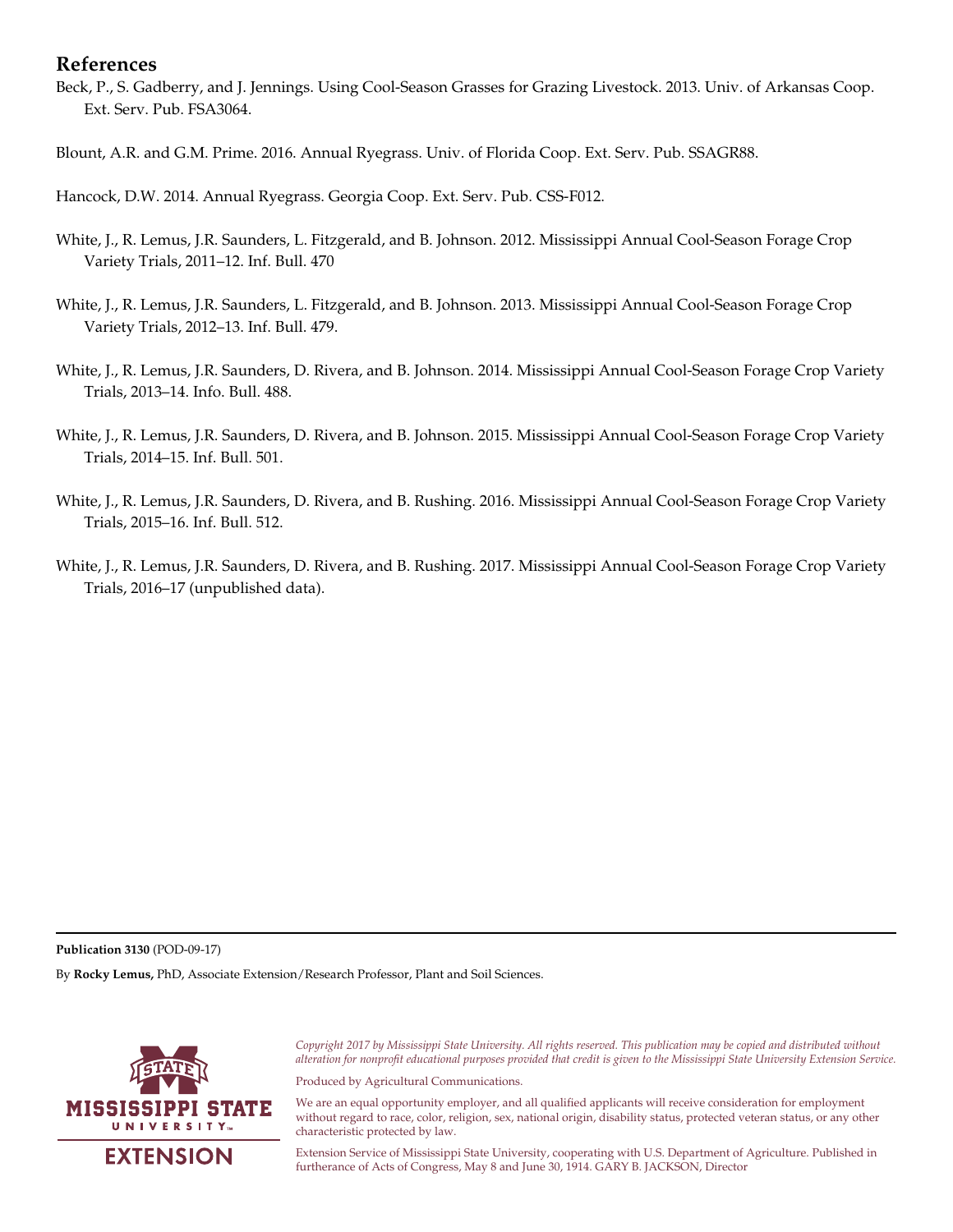## References

Beck, P., S. Gadberry, and J. Jennings. Using Cool-Season Grasses for Grazing Livestock. 2013. Univ. of Arkansas Coop. Ext. Serv. Pub. FSA3064.

Blount, A.R. and G.M. Prime. 2016. Annual Ryegrass. Univ. of Florida Coop. Ext. Serv. Pub. SSAGR88.

Hancock, D.W. 2014. Annual Ryegrass. Georgia Coop. Ext. Serv. Pub. CSS-F012.

White, J., R. Lemus, J.R. Saunders, L. Fitzgerald, and B. Johnson. 2012. Mississippi Annual Cool-Season Forage Crop Variety Trials, 2011–12. Inf. Bull. 470

White, J., R. Lemus, J.R. Saunders, L. Fitzgerald, and B. Johnson. 2013. Mississippi Annual Cool-Season Forage Crop Variety Trials, 2012–13. Inf. Bull. 479.

White, J., R. Lemus, J.R. Saunders, D. Rivera, and B. Johnson. 2014. Mississippi Annual Cool-Season Forage Crop Variety Trials, 2013–14. Info. Bull. 488.

White, J., R. Lemus, J.R. Saunders, D. Rivera, and B. Johnson. 2015. Mississippi Annual Cool-Season Forage Crop Variety Trials, 2014–15. Inf. Bull. 501.

White, J., R. Lemus, J.R. Saunders, D. Rivera, and B. Rushing. 2016. Mississippi Annual Cool-Season Forage Crop Variety Trials, 2015–16. Inf. Bull. 512.

White, J., R. Lemus, J.R. Saunders, D. Rivera, and B. Rushing. 2017. Mississippi Annual Cool-Season Forage Crop Variety Trials, 2016–17 (unpublished data).

---

**Publication 3130** (POD-09-17)

By **Rocky Lemus,** PhD, Associate Extension/Research Professor, Plant and Soil Sciences.

MISSISSIPPI STATE UNIVERSITY™ EXTENSION

*Copyright 2017 by Mississippi State University. All rights reserved. This publication may be copied and distributed without alteration for nonprofit educational purposes provided that credit is given to the Mississippi State University Extension Service.*

Produced by Agricultural Communications.

We are an equal opportunity employer, and all qualified applicants will receive consideration for employment without regard to race, color, religion, sex, national origin, disability status, protected veteran status, or any other characteristic protected by law.

Extension Service of Mississippi State University, cooperating with U.S. Department of Agriculture. Published in furtherance of Acts of Congress, May 8 and June 30, 1914. GARY B. JACKSON, Director